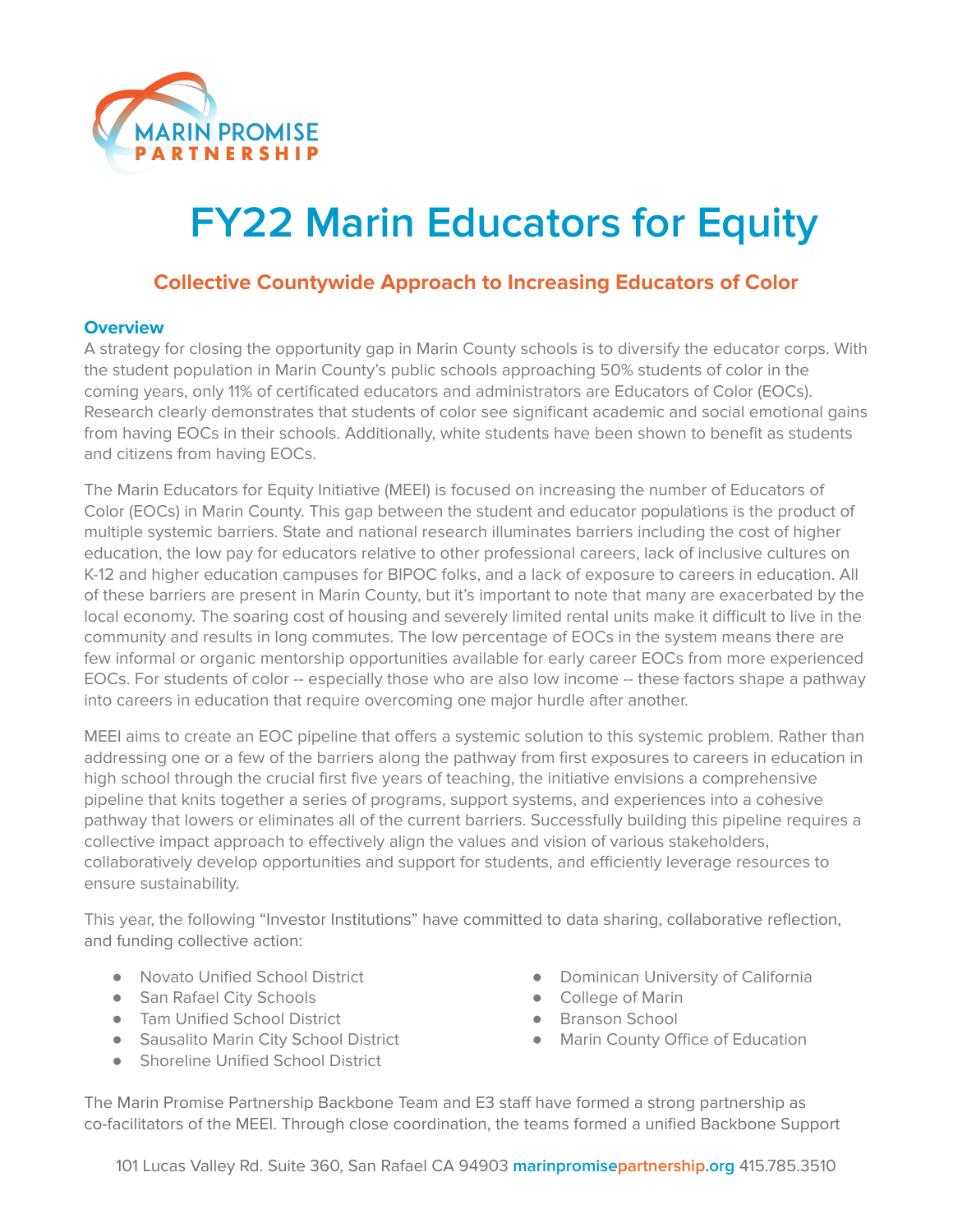MARIN PROMISE PARTNERSHIP

# FY22 Marin Educators for Equity

## Collective Countywide Approach to Increasing Educators of Color

### Overview

A strategy for closing the opportunity gap in Marin County schools is to diversify the educator corps. With the student population in Marin County's public schools approaching 50% students of color in the coming years, only 11% of certificated educators and administrators are Educators of Color (EOCs). Research clearly demonstrates that students of color see significant academic and social emotional gains from having EOCs in their schools. Additionally, white students have been shown to benefit as students and citizens from having EOCs.

The Marin Educators for Equity Initiative (MEEI) is focused on increasing the number of Educators of Color (EOCs) in Marin County. This gap between the student and educator populations is the product of multiple systemic barriers. State and national research illuminates barriers including the cost of higher education, the low pay for educators relative to other professional careers, lack of inclusive cultures on K-12 and higher education campuses for BIPOC folks, and a lack of exposure to careers in education. All of these barriers are present in Marin County, but it's important to note that many are exacerbated by the local economy. The soaring cost of housing and severely limited rental units make it difficult to live in the community and results in long commutes. The low percentage of EOCs in the system means there are few informal or organic mentorship opportunities available for early career EOCs from more experienced EOCs. For students of color -- especially those who are also low income -- these factors shape a pathway into careers in education that require overcoming one major hurdle after another.

MEEI aims to create an EOC pipeline that offers a systemic solution to this systemic problem. Rather than addressing one or a few of the barriers along the pathway from first exposures to careers in education in high school through the crucial first five years of teaching, the initiative envisions a comprehensive pipeline that knits together a series of programs, support systems, and experiences into a cohesive pathway that lowers or eliminates all of the current barriers. Successfully building this pipeline requires a collective impact approach to effectively align the values and vision of various stakeholders, collaboratively develop opportunities and support for students, and efficiently leverage resources to ensure sustainability.

This year, the following "Investor Institutions" have committed to data sharing, collaborative reflection, and funding collective action:

- Novato Unified School District
- San Rafael City Schools
- Tam Unified School District
- Sausalito Marin City School District
- Shoreline Unified School District
- Dominican University of California
- College of Marin
- Branson School
- Marin County Office of Education

The Marin Promise Partnership Backbone Team and E3 staff have formed a strong partnership as co-facilitators of the MEEI. Through close coordination, the teams formed a unified Backbone Support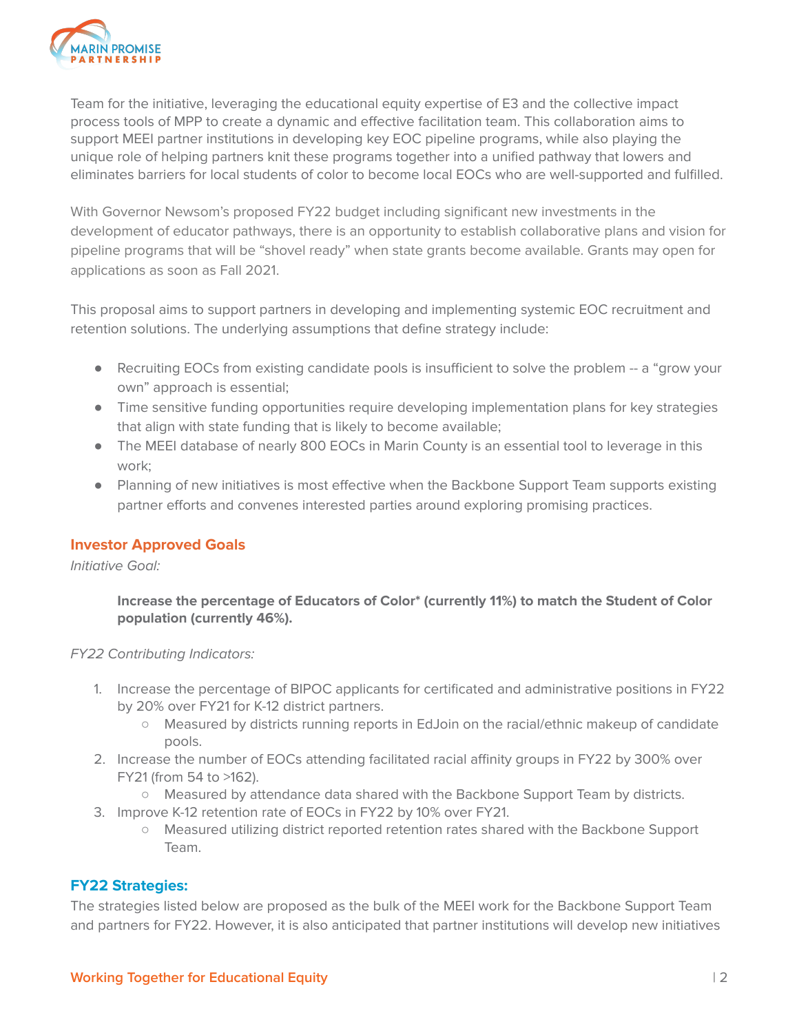Team for the initiative, leveraging the educational equity expertise of E3 and the collective impact process tools of MPP to create a dynamic and effective facilitation team. This collaboration aims to support MEEI partner institutions in developing key EOC pipeline programs, while also playing the unique role of helping partners knit these programs together into a unified pathway that lowers and eliminates barriers for local students of color to become local EOCs who are well-supported and fulfilled.

With Governor Newsom's proposed FY22 budget including significant new investments in the development of educator pathways, there is an opportunity to establish collaborative plans and vision for pipeline programs that will be "shovel ready" when state grants become available. Grants may open for applications as soon as Fall 2021.

This proposal aims to support partners in developing and implementing systemic EOC recruitment and retention solutions. The underlying assumptions that define strategy include:

- Recruiting EOCs from existing candidate pools is insufficient to solve the problem -- a "grow your own" approach is essential;
- Time sensitive funding opportunities require developing implementation plans for key strategies that align with state funding that is likely to become available;
- The MEEI database of nearly 800 EOCs in Marin County is an essential tool to leverage in this work;
- Planning of new initiatives is most effective when the Backbone Support Team supports existing partner efforts and convenes interested parties around exploring promising practices.

## Investor Approved Goals

*Initiative Goal:*

> **Increase the percentage of Educators of Color* (currently 11%) to match the Student of Color population (currently 46%).**

*FY22 Contributing Indicators:*

1. Increase the percentage of BIPOC applicants for certificated and administrative positions in FY22 by 20% over FY21 for K-12 district partners.
   - Measured by districts running reports in EdJoin on the racial/ethnic makeup of candidate pools.
2. Increase the number of EOCs attending facilitated racial affinity groups in FY22 by 300% over FY21 (from 54 to >162).
   - Measured by attendance data shared with the Backbone Support Team by districts.
3. Improve K-12 retention rate of EOCs in FY22 by 10% over FY21.
   - Measured utilizing district reported retention rates shared with the Backbone Support Team.

## FY22 Strategies:

The strategies listed below are proposed as the bulk of the MEEI work for the Backbone Support Team and partners for FY22. However, it is also anticipated that partner institutions will develop new initiatives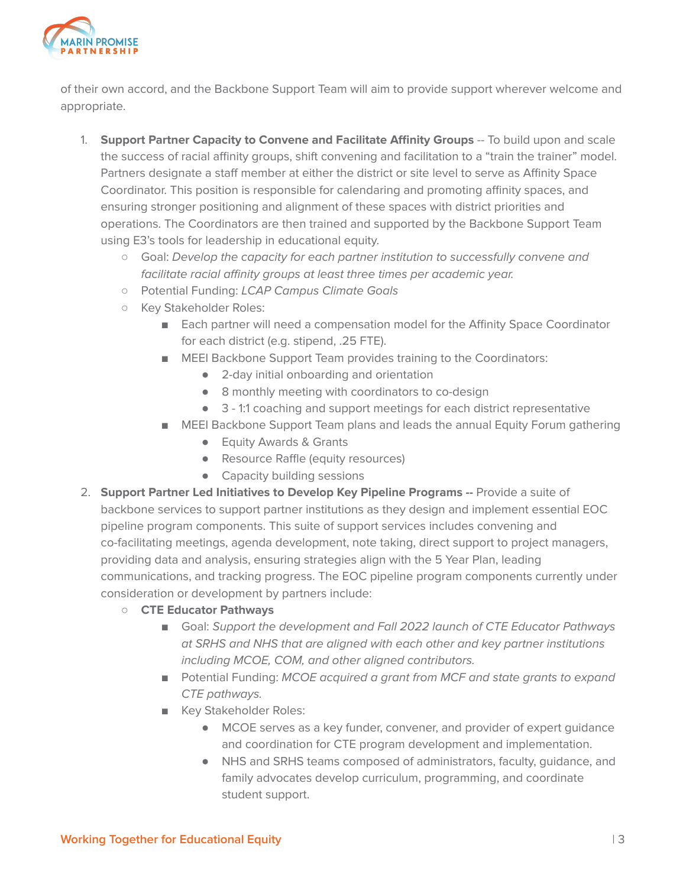of their own accord, and the Backbone Support Team will aim to provide support wherever welcome and appropriate.

1. **Support Partner Capacity to Convene and Facilitate Affinity Groups** -- To build upon and scale the success of racial affinity groups, shift convening and facilitation to a "train the trainer" model. Partners designate a staff member at either the district or site level to serve as Affinity Space Coordinator. This position is responsible for calendaring and promoting affinity spaces, and ensuring stronger positioning and alignment of these spaces with district priorities and operations. The Coordinators are then trained and supported by the Backbone Support Team using E3's tools for leadership in educational equity.
   - Goal: *Develop the capacity for each partner institution to successfully convene and facilitate racial affinity groups at least three times per academic year.*
   - Potential Funding: *LCAP Campus Climate Goals*
   - Key Stakeholder Roles:
     - Each partner will need a compensation model for the Affinity Space Coordinator for each district (e.g. stipend, .25 FTE).
     - MEEI Backbone Support Team provides training to the Coordinators:
       - 2-day initial onboarding and orientation
       - 8 monthly meeting with coordinators to co-design
       - 3 - 1:1 coaching and support meetings for each district representative
     - MEEI Backbone Support Team plans and leads the annual Equity Forum gathering
       - Equity Awards & Grants
       - Resource Raffle (equity resources)
       - Capacity building sessions
2. **Support Partner Led Initiatives to Develop Key Pipeline Programs --** Provide a suite of backbone services to support partner institutions as they design and implement essential EOC pipeline program components. This suite of support services includes convening and co-facilitating meetings, agenda development, note taking, direct support to project managers, providing data and analysis, ensuring strategies align with the 5 Year Plan, leading communications, and tracking progress. The EOC pipeline program components currently under consideration or development by partners include:
   - **CTE Educator Pathways**
     - Goal: *Support the development and Fall 2022 launch of CTE Educator Pathways at SRHS and NHS that are aligned with each other and key partner institutions including MCOE, COM, and other aligned contributors.*
     - Potential Funding: *MCOE acquired a grant from MCF and state grants to expand CTE pathways.*
     - Key Stakeholder Roles:
       - MCOE serves as a key funder, convener, and provider of expert guidance and coordination for CTE program development and implementation.
       - NHS and SRHS teams composed of administrators, faculty, guidance, and family advocates develop curriculum, programming, and coordinate student support.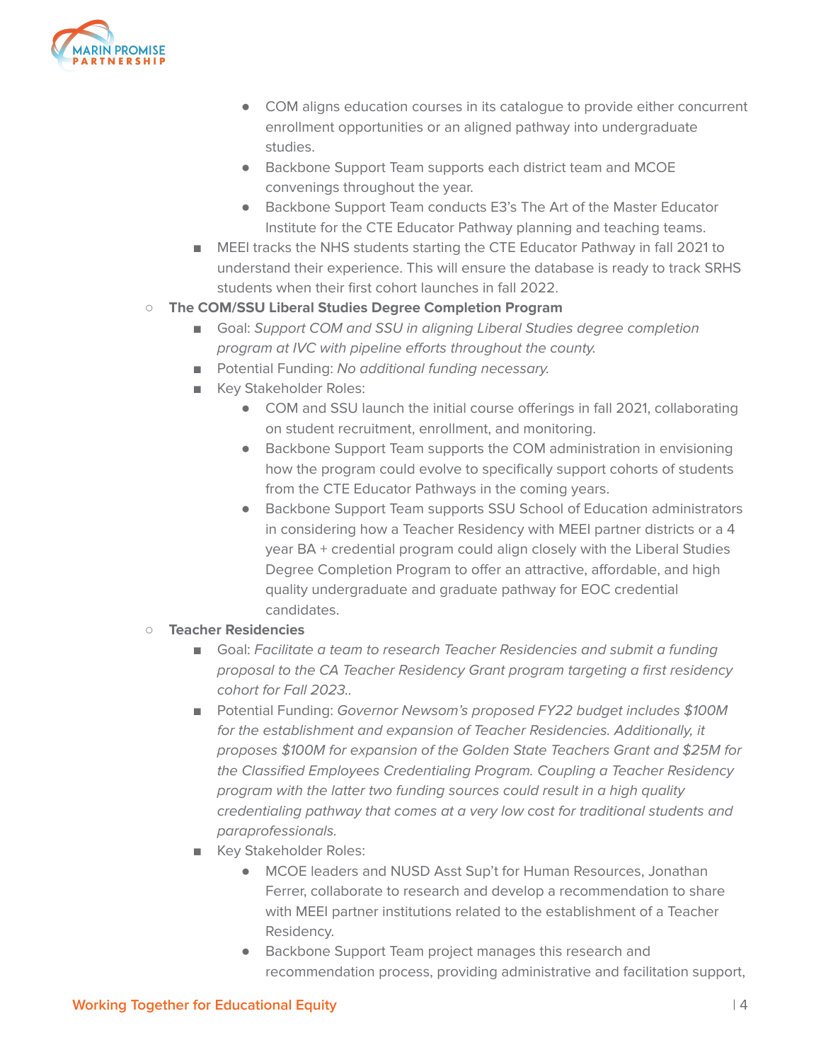- COM aligns education courses in its catalogue to provide either concurrent enrollment opportunities or an aligned pathway into undergraduate studies.
            - Backbone Support Team supports each district team and MCOE convenings throughout the year.
            - Backbone Support Team conducts E3's The Art of the Master Educator Institute for the CTE Educator Pathway planning and teaching teams.
        - MEEI tracks the NHS students starting the CTE Educator Pathway in fall 2021 to understand their experience. This will ensure the database is ready to track SRHS students when their first cohort launches in fall 2022.
    - **The COM/SSU Liberal Studies Degree Completion Program**
        - Goal: *Support COM and SSU in aligning Liberal Studies degree completion program at IVC with pipeline efforts throughout the county.*
        - Potential Funding: *No additional funding necessary.*
        - Key Stakeholder Roles:
            - COM and SSU launch the initial course offerings in fall 2021, collaborating on student recruitment, enrollment, and monitoring.
            - Backbone Support Team supports the COM administration in envisioning how the program could evolve to specifically support cohorts of students from the CTE Educator Pathways in the coming years.
            - Backbone Support Team supports SSU School of Education administrators in considering how a Teacher Residency with MEEI partner districts or a 4 year BA + credential program could align closely with the Liberal Studies Degree Completion Program to offer an attractive, affordable, and high quality undergraduate and graduate pathway for EOC credential candidates.
    - **Teacher Residencies**
        - Goal: *Facilitate a team to research Teacher Residencies and submit a funding proposal to the CA Teacher Residency Grant program targeting a first residency cohort for Fall 2023..*
        - Potential Funding: *Governor Newsom's proposed FY22 budget includes $100M for the establishment and expansion of Teacher Residencies. Additionally, it proposes $100M for expansion of the Golden State Teachers Grant and $25M for the Classified Employees Credentialing Program. Coupling a Teacher Residency program with the latter two funding sources could result in a high quality credentialing pathway that comes at a very low cost for traditional students and paraprofessionals.*
        - Key Stakeholder Roles:
            - MCOE leaders and NUSD Asst Sup't for Human Resources, Jonathan Ferrer, collaborate to research and develop a recommendation to share with MEEI partner institutions related to the establishment of a Teacher Residency.
            - Backbone Support Team project manages this research and recommendation process, providing administrative and facilitation support,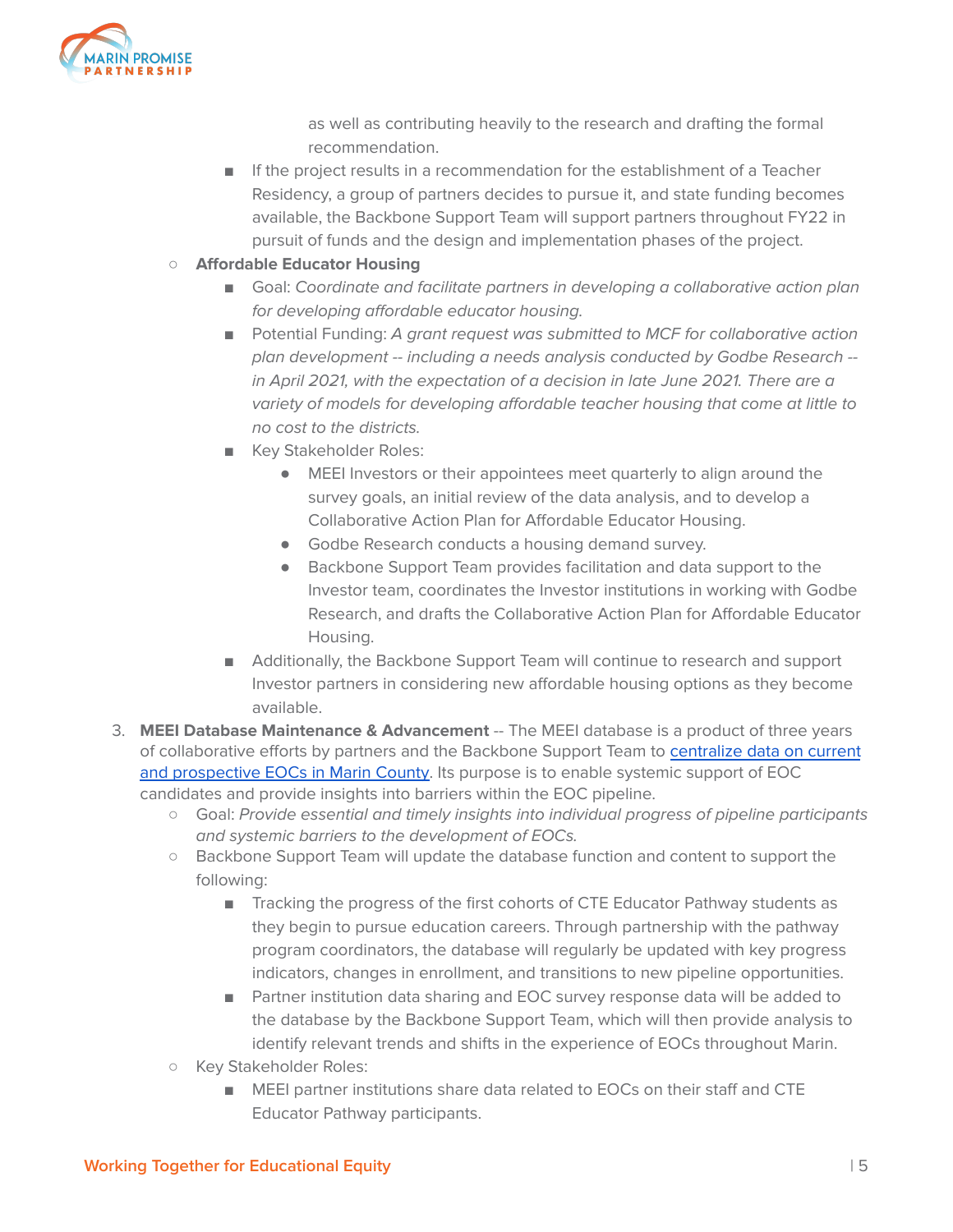as well as contributing heavily to the research and drafting the formal recommendation.

- If the project results in a recommendation for the establishment of a Teacher Residency, a group of partners decides to pursue it, and state funding becomes available, the Backbone Support Team will support partners throughout FY22 in pursuit of funds and the design and implementation phases of the project.

- **Affordable Educator Housing**
  - Goal: *Coordinate and facilitate partners in developing a collaborative action plan for developing affordable educator housing.*
  - Potential Funding: *A grant request was submitted to MCF for collaborative action plan development -- including a needs analysis conducted by Godbe Research -- in April 2021, with the expectation of a decision in late June 2021. There are a variety of models for developing affordable teacher housing that come at little to no cost to the districts.*
  - Key Stakeholder Roles:
    - MEEI Investors or their appointees meet quarterly to align around the survey goals, an initial review of the data analysis, and to develop a Collaborative Action Plan for Affordable Educator Housing.
    - Godbe Research conducts a housing demand survey.
    - Backbone Support Team provides facilitation and data support to the Investor team, coordinates the Investor institutions in working with Godbe Research, and drafts the Collaborative Action Plan for Affordable Educator Housing.
  - Additionally, the Backbone Support Team will continue to research and support Investor partners in considering new affordable housing options as they become available.

3. **MEEI Database Maintenance & Advancement** -- The MEEI database is a product of three years of collaborative efforts by partners and the Backbone Support Team to centralize data on current and prospective EOCs in Marin County. Its purpose is to enable systemic support of EOC candidates and provide insights into barriers within the EOC pipeline.
   - Goal: *Provide essential and timely insights into individual progress of pipeline participants and systemic barriers to the development of EOCs.*
   - Backbone Support Team will update the database function and content to support the following:
     - Tracking the progress of the first cohorts of CTE Educator Pathway students as they begin to pursue education careers. Through partnership with the pathway program coordinators, the database will regularly be updated with key progress indicators, changes in enrollment, and transitions to new pipeline opportunities.
     - Partner institution data sharing and EOC survey response data will be added to the database by the Backbone Support Team, which will then provide analysis to identify relevant trends and shifts in the experience of EOCs throughout Marin.
   - Key Stakeholder Roles:
     - MEEI partner institutions share data related to EOCs on their staff and CTE Educator Pathway participants.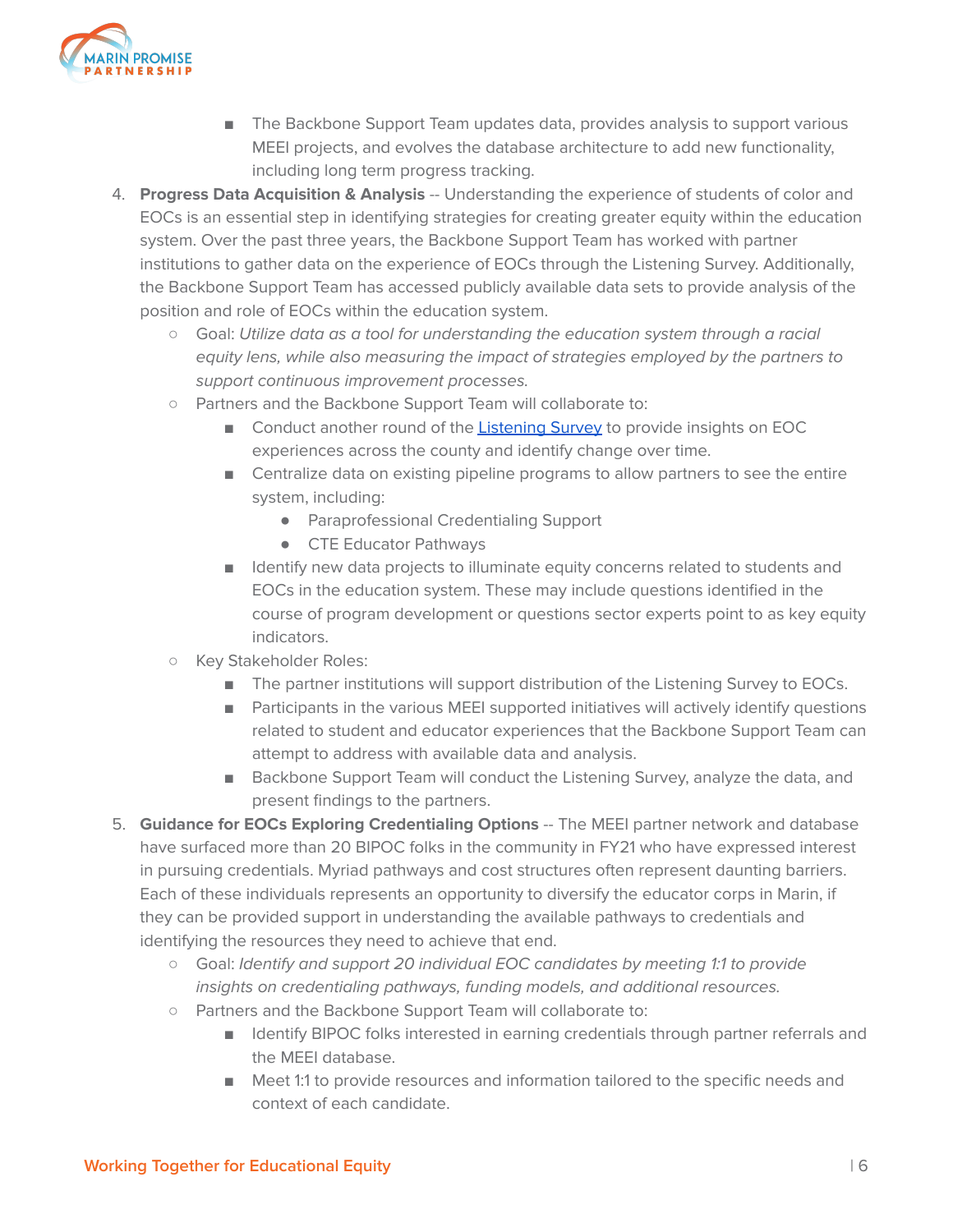- The Backbone Support Team updates data, provides analysis to support various MEEI projects, and evolves the database architecture to add new functionality, including long term progress tracking.

4. **Progress Data Acquisition & Analysis** -- Understanding the experience of students of color and EOCs is an essential step in identifying strategies for creating greater equity within the education system. Over the past three years, the Backbone Support Team has worked with partner institutions to gather data on the experience of EOCs through the Listening Survey. Additionally, the Backbone Support Team has accessed publicly available data sets to provide analysis of the position and role of EOCs within the education system.
    - Goal: *Utilize data as a tool for understanding the education system through a racial equity lens, while also measuring the impact of strategies employed by the partners to support continuous improvement processes.*
    - Partners and the Backbone Support Team will collaborate to:
        - Conduct another round of the [Listening Survey]() to provide insights on EOC experiences across the county and identify change over time.
        - Centralize data on existing pipeline programs to allow partners to see the entire system, including:
            - Paraprofessional Credentialing Support
            - CTE Educator Pathways
        - Identify new data projects to illuminate equity concerns related to students and EOCs in the education system. These may include questions identified in the course of program development or questions sector experts point to as key equity indicators.
    - Key Stakeholder Roles:
        - The partner institutions will support distribution of the Listening Survey to EOCs.
        - Participants in the various MEEI supported initiatives will actively identify questions related to student and educator experiences that the Backbone Support Team can attempt to address with available data and analysis.
        - Backbone Support Team will conduct the Listening Survey, analyze the data, and present findings to the partners.

5. **Guidance for EOCs Exploring Credentialing Options** -- The MEEI partner network and database have surfaced more than 20 BIPOC folks in the community in FY21 who have expressed interest in pursuing credentials. Myriad pathways and cost structures often represent daunting barriers. Each of these individuals represents an opportunity to diversify the educator corps in Marin, if they can be provided support in understanding the available pathways to credentials and identifying the resources they need to achieve that end.
    - Goal: *Identify and support 20 individual EOC candidates by meeting 1:1 to provide insights on credentialing pathways, funding models, and additional resources.*
    - Partners and the Backbone Support Team will collaborate to:
        - Identify BIPOC folks interested in earning credentials through partner referrals and the MEEI database.
        - Meet 1:1 to provide resources and information tailored to the specific needs and context of each candidate.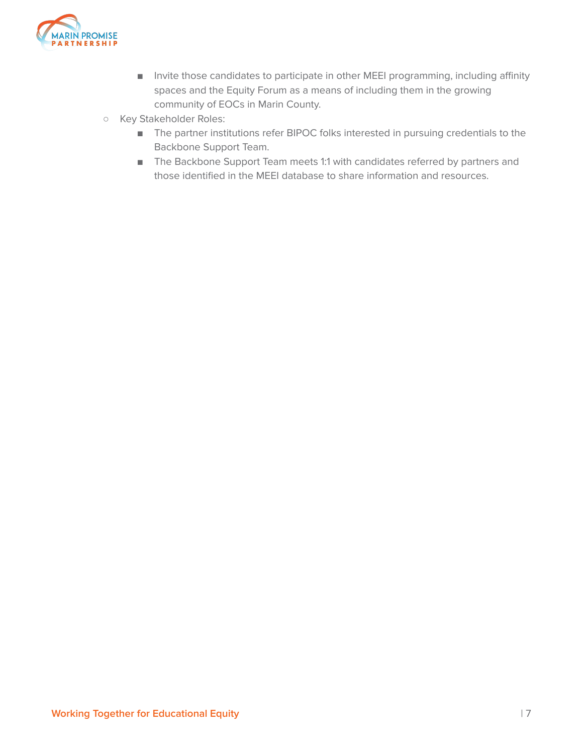- Invite those candidates to participate in other MEEI programming, including affinity spaces and the Equity Forum as a means of including them in the growing community of EOCs in Marin County.
    - Key Stakeholder Roles:
        - The partner institutions refer BIPOC folks interested in pursuing credentials to the Backbone Support Team.
        - The Backbone Support Team meets 1:1 with candidates referred by partners and those identified in the MEEI database to share information and resources.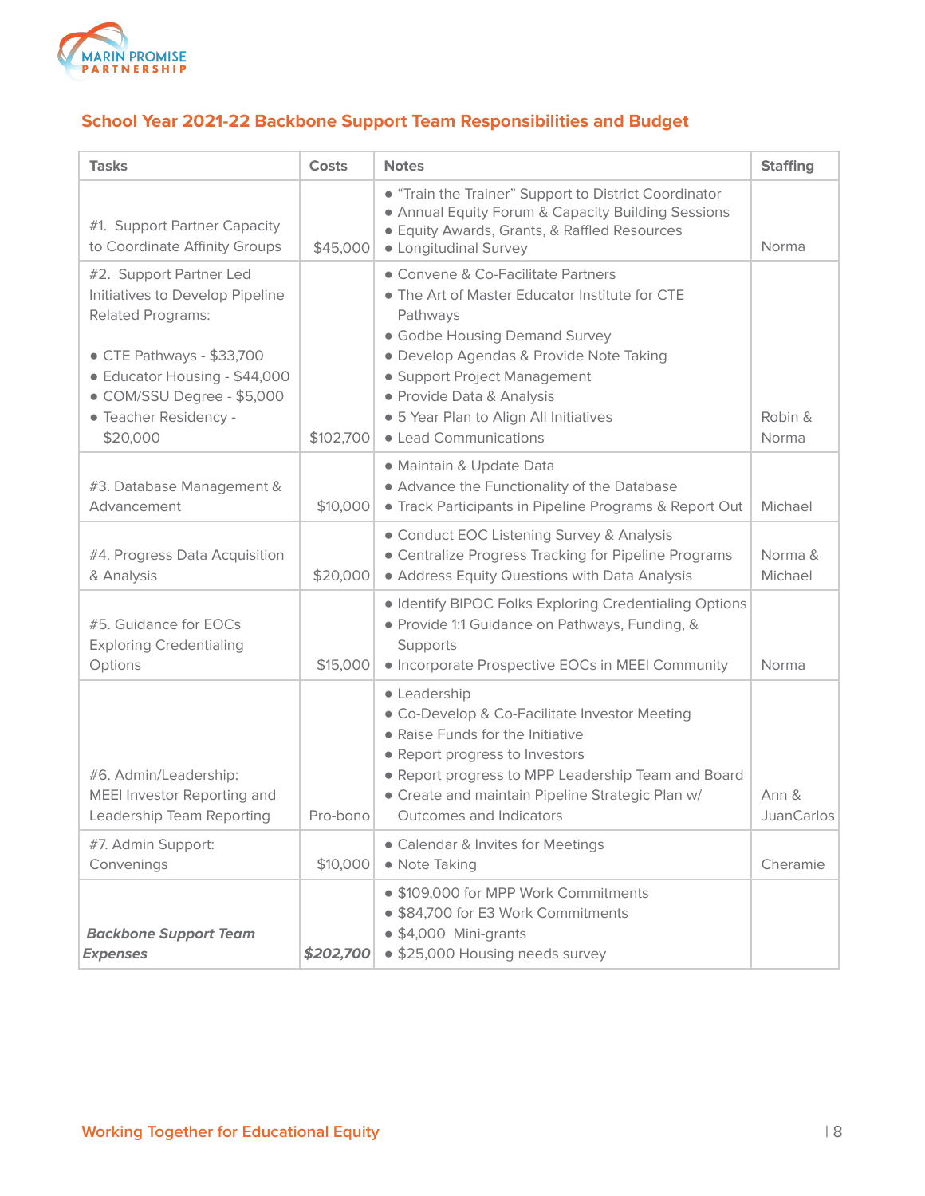## School Year 2021-22 Backbone Support Team Responsibilities and Budget

| Tasks | Costs | Notes | Staffing |
|---|---|---|---|
| #1. Support Partner Capacity to Coordinate Affinity Groups | $45,000 | • "Train the Trainer" Support to District Coordinator<br>• Annual Equity Forum & Capacity Building Sessions<br>• Equity Awards, Grants, & Raffled Resources<br>• Longitudinal Survey | Norma |
| #2. Support Partner Led Initiatives to Develop Pipeline Related Programs:<br><br>• CTE Pathways - $33,700<br>• Educator Housing - $44,000<br>• COM/SSU Degree - $5,000<br>• Teacher Residency - $20,000 | $102,700 | • Convene & Co-Facilitate Partners<br>• The Art of Master Educator Institute for CTE Pathways<br>• Godbe Housing Demand Survey<br>• Develop Agendas & Provide Note Taking<br>• Support Project Management<br>• Provide Data & Analysis<br>• 5 Year Plan to Align All Initiatives<br>• Lead Communications | Robin & Norma |
| #3. Database Management & Advancement | $10,000 | • Maintain & Update Data<br>• Advance the Functionality of the Database<br>• Track Participants in Pipeline Programs & Report Out | Michael |
| #4. Progress Data Acquisition & Analysis | $20,000 | • Conduct EOC Listening Survey & Analysis<br>• Centralize Progress Tracking for Pipeline Programs<br>• Address Equity Questions with Data Analysis | Norma & Michael |
| #5. Guidance for EOCs Exploring Credentialing Options | $15,000 | • Identify BIPOC Folks Credentialing Options<br>• Provide 1:1 Guidance on Pathways, Funding, & Supports<br>• Incorporate Prospective EOCs in MEEI Community | Norma |
| #6. Admin/Leadership: MEEI Investor Reporting and Leadership Team Reporting | Pro-bono | • Leadership<br>• Co-Develop & Co-Facilitate Investor Meeting<br>• Raise Funds for the Initiative<br>• Report progress to Investors<br>• Report progress to MPP Leadership Team and Board<br>• Create and maintain Pipeline Strategic Plan w/ Outcomes and Indicators | Ann & JuanCarlos |
| #7. Admin Support: Convenings | $10,000 | • Calendar & Invites for Meetings<br>• Note Taking | Cheramie |
| ***Backbone Support Team Expenses*** | ***$202,700*** | • $109,000 for MPP Work Commitments<br>• $84,700 for E3 Work Commitments<br>• $4,000 Mini-grants<br>• $25,000 Housing needs survey | |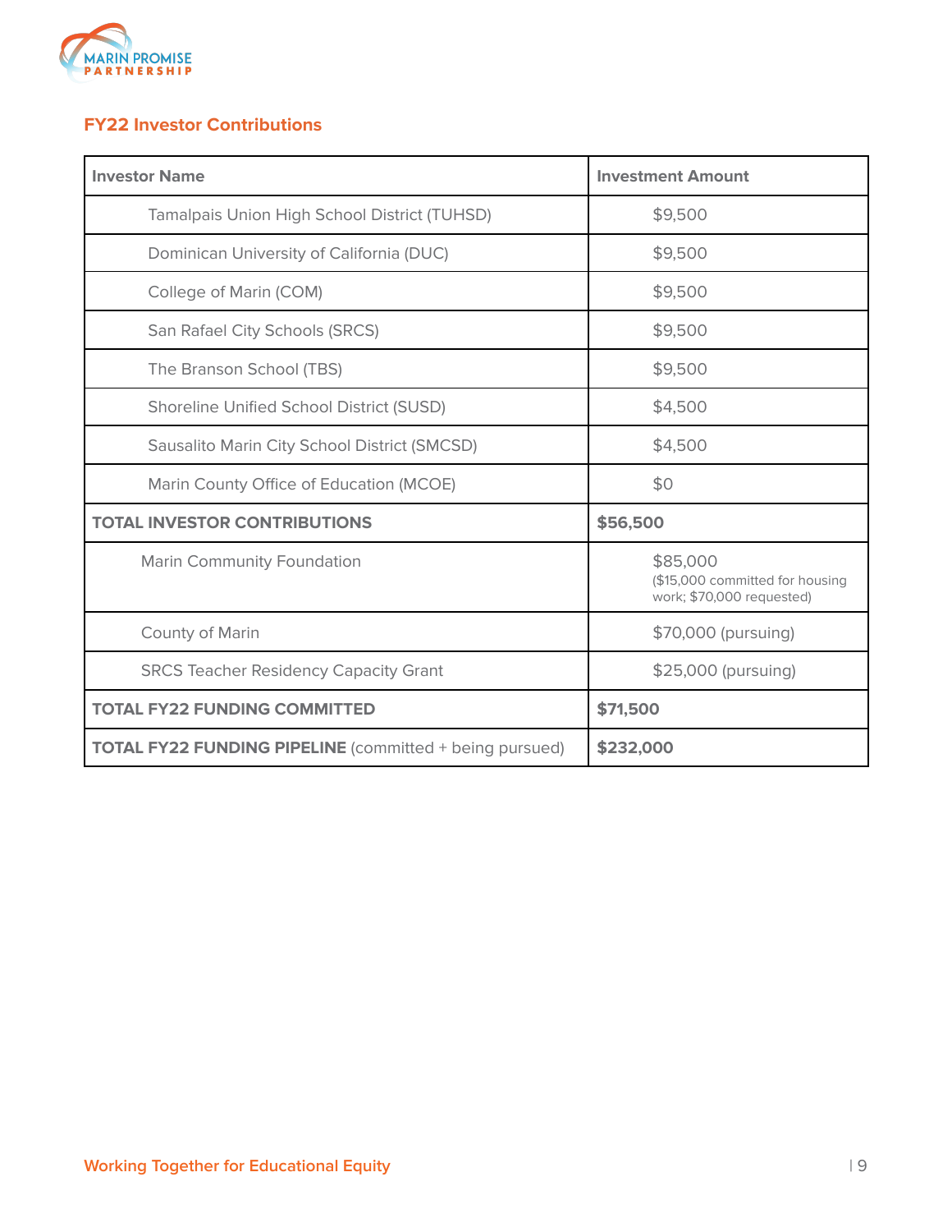### FY22 Investor Contributions

| Investor Name | Investment Amount |
|---|---|
| Tamalpais Union High School District (TUHSD) | $9,500 |
| Dominican University of California (DUC) | $9,500 |
| College of Marin (COM) | $9,500 |
| San Rafael City Schools (SRCS) | $9,500 |
| The Branson School (TBS) | $9,500 |
| Shoreline Unified School District (SUSD) | $4,500 |
| Sausalito Marin City School District (SMCSD) | $4,500 |
| Marin County Office of Education (MCOE) | $0 |
| **TOTAL INVESTOR CONTRIBUTIONS** | **$56,500** |
| Marin Community Foundation | $85,000 ($15,000 committed for housing work; $70,000 requested) |
| County of Marin | $70,000 (pursuing) |
| SRCS Teacher Residency Capacity Grant | $25,000 (pursuing) |
| **TOTAL FY22 FUNDING COMMITTED** | **$71,500** |
| **TOTAL FY22 FUNDING PIPELINE** (committed + being pursued) | **$232,000** |